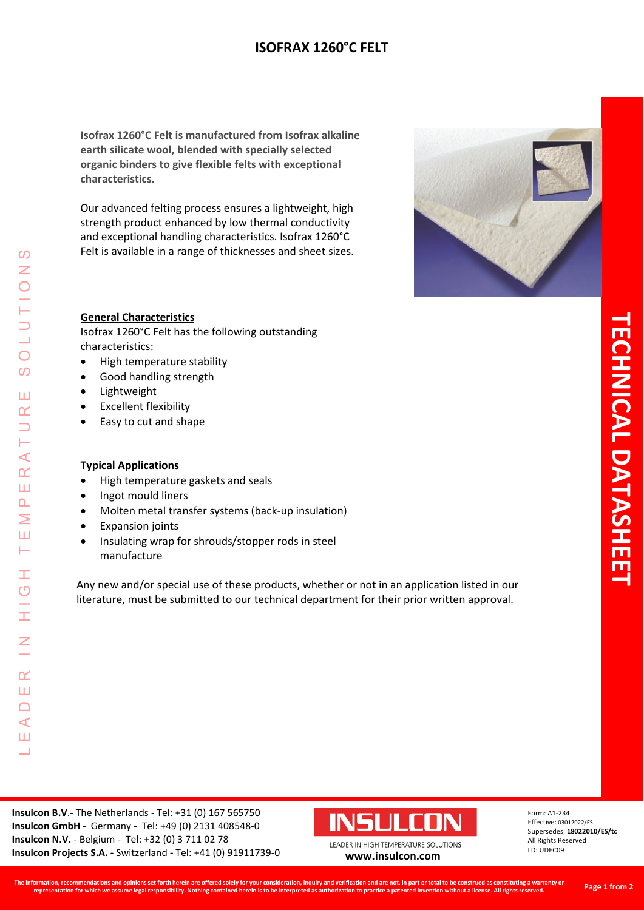# ISOFRAX 1260°C FELT

**Isofrax 1260°C Felt is manufactured from Isofrax alkaline earth silicate wool, blended with specially selected organic binders to give flexible felts with exceptional characteristics.**

Our advanced felting process ensures a lightweight, high strength product enhanced by low thermal conductivity and exceptional handling characteristics. Isofrax 1260°C Felt is available in a range of thicknesses and sheet sizes.

## General Characteristics

Isofrax 1260°C Felt has the following outstanding characteristics:

- High temperature stability
- Good handling strength
- Lightweight
- Excellent flexibility
- Easy to cut and shape

## Typical Applications

- High temperature gaskets and seals
- Ingot mould liners
- Molten metal transfer systems (back-up insulation)
- Expansion joints
- Insulating wrap for shrouds/stopper rods in steel manufacture

Any new and/or special use of these products, whether or not in an application listed in our literature, must be submitted to our technical department for their prior written approval.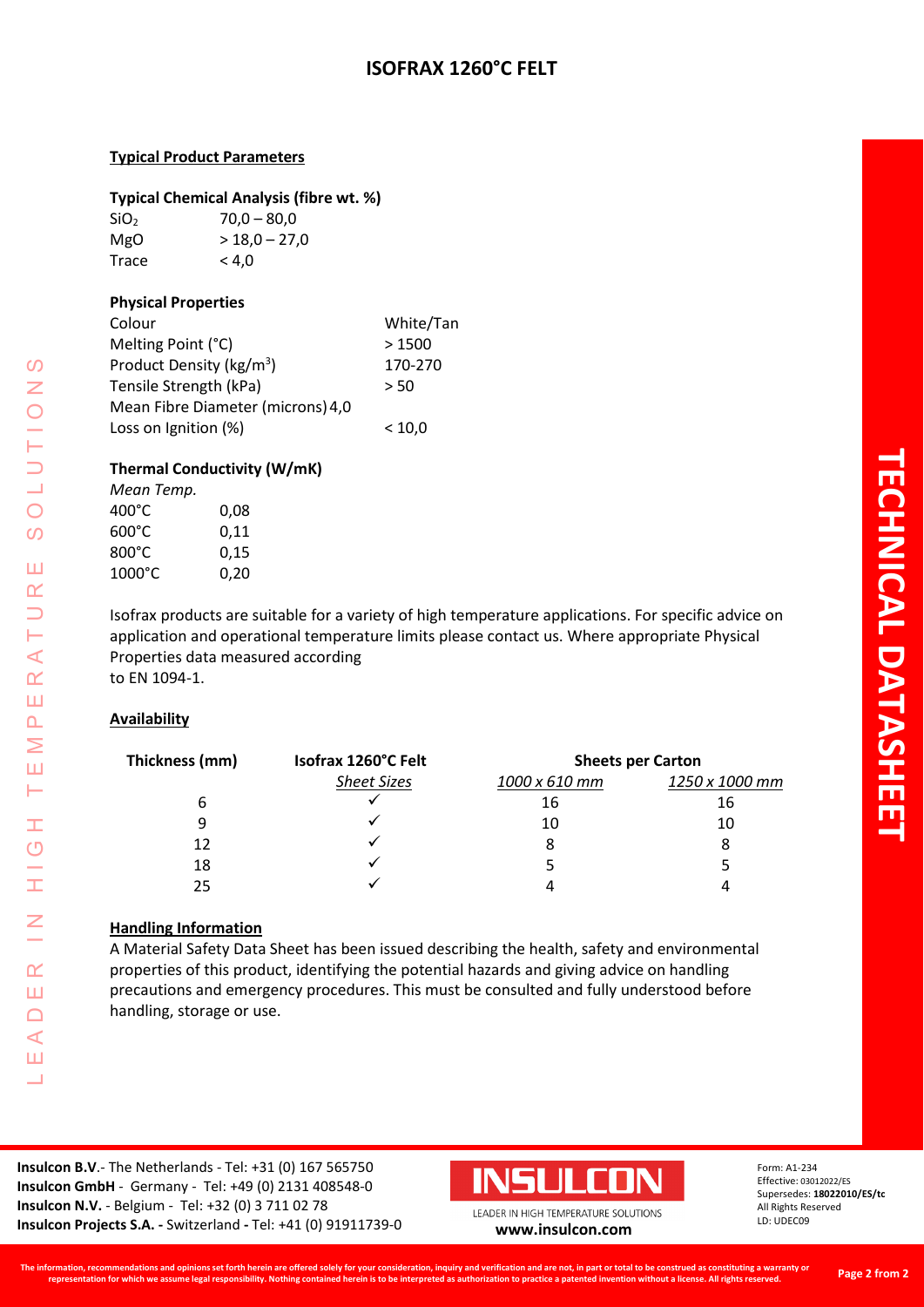# ISOFRAX 1260°C FELT

**Typical Product Parameters**

**Typical Chemical Analysis (fibre wt. %)**

| | |
|---|---|
| $SiO_2$ | 70,0 – 80,0 |
| MgO | > 18,0 – 27,0 |
| Trace | < 4,0 |

**Physical Properties**

| | |
|---|---|
| Colour | White/Tan |
| Melting Point (°C) | > 1500 |
| Product Density (kg/m$^3$) | 170-270 |
| Tensile Strength (kPa) | > 50 |
| Mean Fibre Diameter (microns) | 4,0 |
| Loss on Ignition (%) | < 10,0 |

**Thermal Conductivity (W/mK)**

| *Mean Temp.* | |
|---|---|
| 400°C | 0,08 |
| 600°C | 0,11 |
| 800°C | 0,15 |
| 1000°C | 0,20 |

Isofrax products are suitable for a variety of high temperature applications. For specific advice on application and operational temperature limits please contact us. Where appropriate Physical Properties data measured according to EN 1094-1.

**Availability**

| Thickness (mm) | Isofrax 1260°C Felt | Sheets per Carton | |
|---|---|---|---|
| | *Sheet Sizes* | *1000 x 610 mm* | *1250 x 1000 mm* |
| 6 | ✓ | 16 | 16 |
| 9 | ✓ | 10 | 10 |
| 12 | ✓ | 8 | 8 |
| 18 | ✓ | 5 | 5 |
| 25 | ✓ | 4 | 4 |

**Handling Information**

A Material Safety Data Sheet has been issued describing the health, safety and environmental properties of this product, identifying the potential hazards and giving advice on handling precautions and emergency procedures. This must be consulted and fully understood before handling, storage or use.

**Insulcon B.V**.- The Netherlands - Tel: +31 (0) 167 565750
**Insulcon GmbH** - Germany - Tel: +49 (0) 2131 408548-0
**Insulcon N.V.** - Belgium - Tel: +32 (0) 3 711 02 78
**Insulcon Projects S.A.** - Switzerland - Tel: +41 (0) 91911739-0

INSULCON
LEADER IN HIGH TEMPERATURE SOLUTIONS
**www.insulcon.com**

Form: A1-234
Effective: 03012022/ES
Supersedes: **18022010/ES/tc**
All Rights Reserved
LD: UDEC09

**The information, recommendations and opinions set forth herein are offered solely for your consideration, inquiry and verification and are not, in part or total to be construed as constituting a warranty or representation for which we assume legal responsibility. Nothing contained herein is to be interpreted as authorization to practice a patented invention without a license. All rights reserved.**